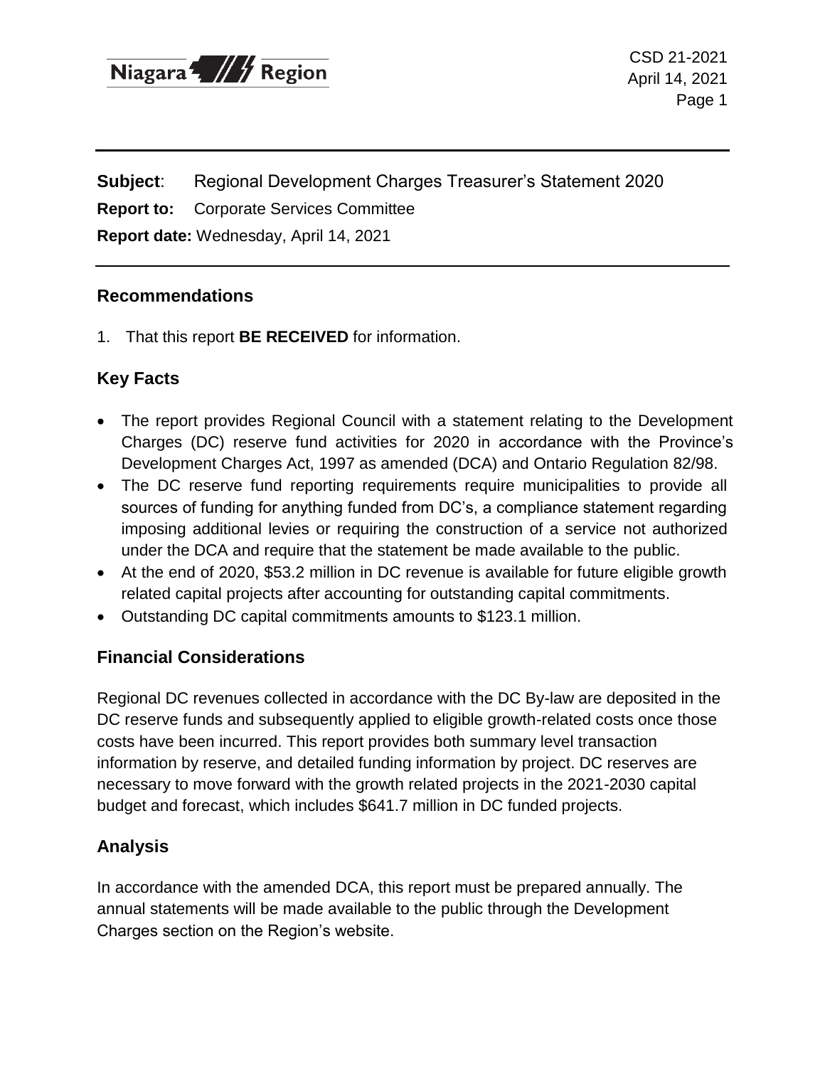**Subject**: Regional Development Charges Treasurer's Statement 2020

**Report to:** Corporate Services Committee

**Report date:** Wednesday, April 14, 2021

## Recommendations

1. That this report **BE RECEIVED** for information.

## Key Facts

- The report provides Regional Council with a statement relating to the Development Charges (DC) reserve fund activities for 2020 in accordance with the Province's Development Charges Act, 1997 as amended (DCA) and Ontario Regulation 82/98.
- The DC reserve fund reporting requirements require municipalities to provide all sources of funding for anything funded from DC's, a compliance statement regarding imposing additional levies or requiring the construction of a service not authorized under the DCA and require that the statement be made available to the public.
- At the end of 2020, $53.2 million in DC revenue is available for future eligible growth related capital projects after accounting for outstanding capital commitments.
- Outstanding DC capital commitments amounts to $123.1 million.

## Financial Considerations

Regional DC revenues collected in accordance with the DC By-law are deposited in the DC reserve funds and subsequently applied to eligible growth-related costs once those costs have been incurred. This report provides both summary level transaction information by reserve, and detailed funding information by project. DC reserves are necessary to move forward with the growth related projects in the 2021-2030 capital budget and forecast, which includes $641.7 million in DC funded projects.

## Analysis

In accordance with the amended DCA, this report must be prepared annually. The annual statements will be made available to the public through the Development Charges section on the Region's website.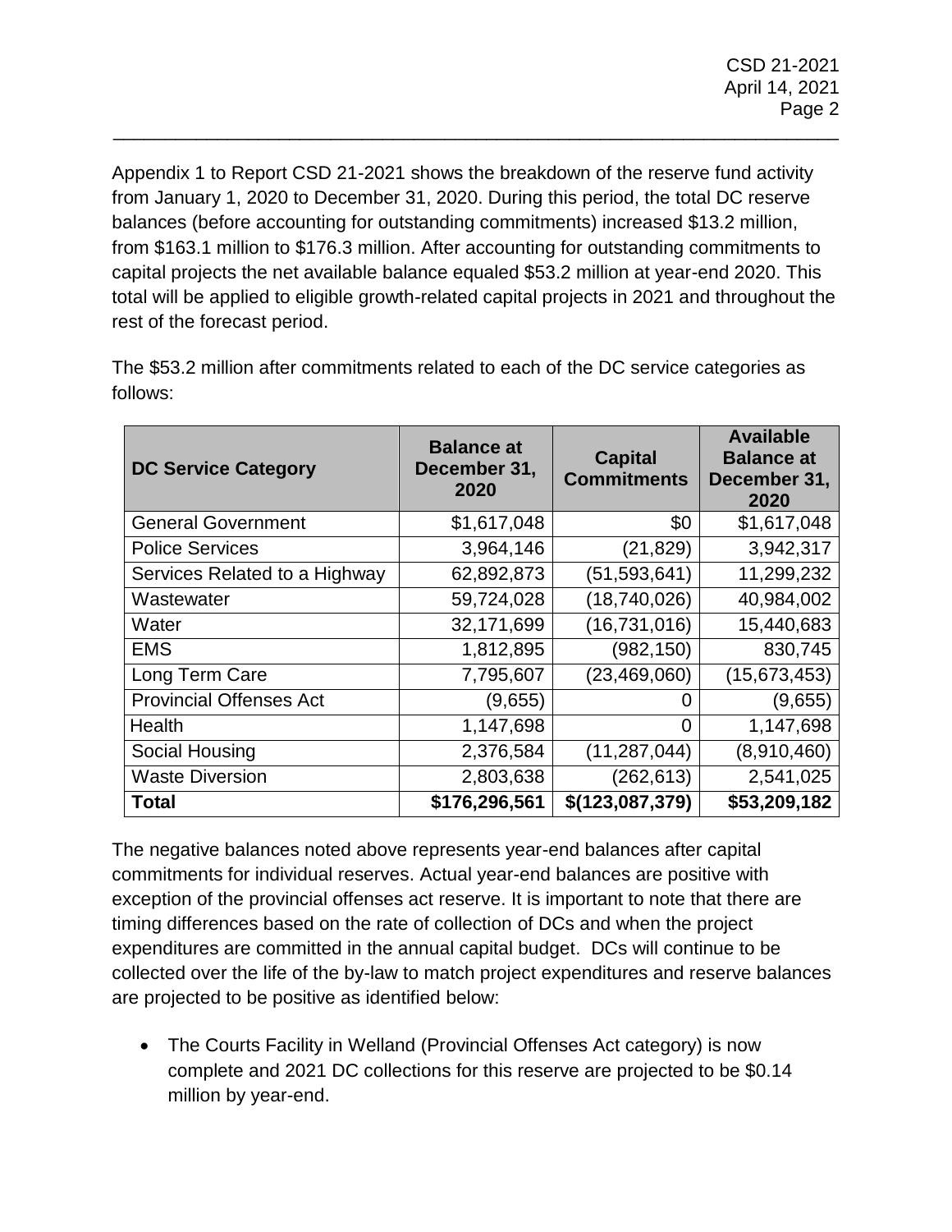Appendix 1 to Report CSD 21-2021 shows the breakdown of the reserve fund activity from January 1, 2020 to December 31, 2020. During this period, the total DC reserve balances (before accounting for outstanding commitments) increased $13.2 million, from $163.1 million to $176.3 million. After accounting for outstanding commitments to capital projects the net available balance equaled $53.2 million at year-end 2020. This total will be applied to eligible growth-related capital projects in 2021 and throughout the rest of the forecast period.

The $53.2 million after commitments related to each of the DC service categories as follows:

| DC Service Category | Balance at December 31, 2020 | Capital Commitments | Available Balance at December 31, 2020 |
|---|---|---|---|
| General Government | $1,617,048 | $0 | $1,617,048 |
| Police Services | 3,964,146 | (21,829) | 3,942,317 |
| Services Related to a Highway | 62,892,873 | (51,593,641) | 11,299,232 |
| Wastewater | 59,724,028 | (18,740,026) | 40,984,002 |
| Water | 32,171,699 | (16,731,016) | 15,440,683 |
| EMS | 1,812,895 | (982,150) | 830,745 |
| Long Term Care | 7,795,607 | (23,469,060) | (15,673,453) |
| Provincial Offenses Act | (9,655) | 0 | (9,655) |
| Health | 1,147,698 | 0 | 1,147,698 |
| Social Housing | 2,376,584 | (11,287,044) | (8,910,460) |
| Waste Diversion | 2,803,638 | (262,613) | 2,541,025 |
| **Total** | **$176,296,561** | **$(123,087,379)** | **$53,209,182** |

The negative balances noted above represents year-end balances after capital commitments for individual reserves. Actual year-end balances are positive with exception of the provincial offenses act reserve. It is important to note that there are timing differences based on the rate of collection of DCs and when the project expenditures are committed in the annual capital budget. DCs will continue to be collected over the life of the by-law to match project expenditures and reserve balances are projected to be positive as identified below:

- The Courts Facility in Welland (Provincial Offenses Act category) is now complete and 2021 DC collections for this reserve are projected to be $0.14 million by year-end.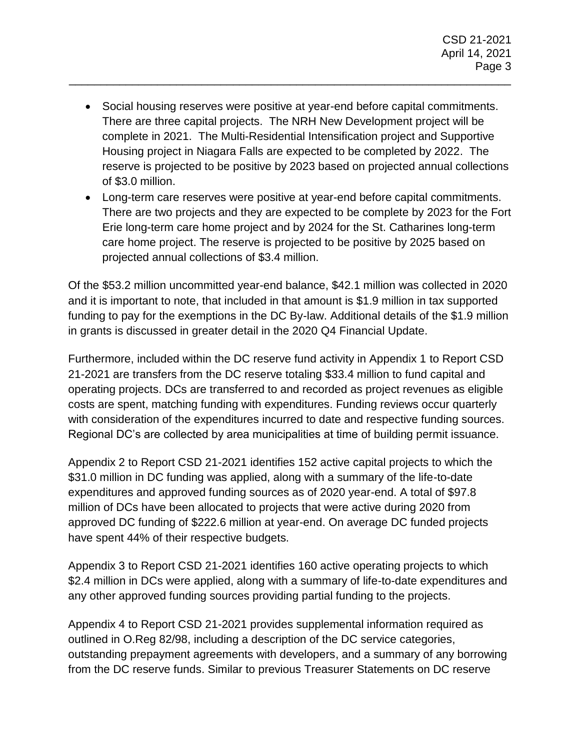- Social housing reserves were positive at year-end before capital commitments. There are three capital projects. The NRH New Development project will be complete in 2021. The Multi-Residential Intensification project and Supportive Housing project in Niagara Falls are expected to be completed by 2022. The reserve is projected to be positive by 2023 based on projected annual collections of $3.0 million.
- Long-term care reserves were positive at year-end before capital commitments. There are two projects and they are expected to be complete by 2023 for the Fort Erie long-term care home project and by 2024 for the St. Catharines long-term care home project. The reserve is projected to be positive by 2025 based on projected annual collections of $3.4 million.

Of the $53.2 million uncommitted year-end balance, $42.1 million was collected in 2020 and it is important to note, that included in that amount is $1.9 million in tax supported funding to pay for the exemptions in the DC By-law. Additional details of the $1.9 million in grants is discussed in greater detail in the 2020 Q4 Financial Update.

Furthermore, included within the DC reserve fund activity in Appendix 1 to Report CSD 21-2021 are transfers from the DC reserve totaling $33.4 million to fund capital and operating projects. DCs are transferred to and recorded as project revenues as eligible costs are spent, matching funding with expenditures. Funding reviews occur quarterly with consideration of the expenditures incurred to date and respective funding sources. Regional DC's are collected by area municipalities at time of building permit issuance.

Appendix 2 to Report CSD 21-2021 identifies 152 active capital projects to which the $31.0 million in DC funding was applied, along with a summary of the life-to-date expenditures and approved funding sources as of 2020 year-end. A total of $97.8 million of DCs have been allocated to projects that were active during 2020 from approved DC funding of $222.6 million at year-end. On average DC funded projects have spent 44% of their respective budgets.

Appendix 3 to Report CSD 21-2021 identifies 160 active operating projects to which $2.4 million in DCs were applied, along with a summary of life-to-date expenditures and any other approved funding sources providing partial funding to the projects.

Appendix 4 to Report CSD 21-2021 provides supplemental information required as outlined in O.Reg 82/98, including a description of the DC service categories, outstanding prepayment agreements with developers, and a summary of any borrowing from the DC reserve funds. Similar to previous Treasurer Statements on DC reserve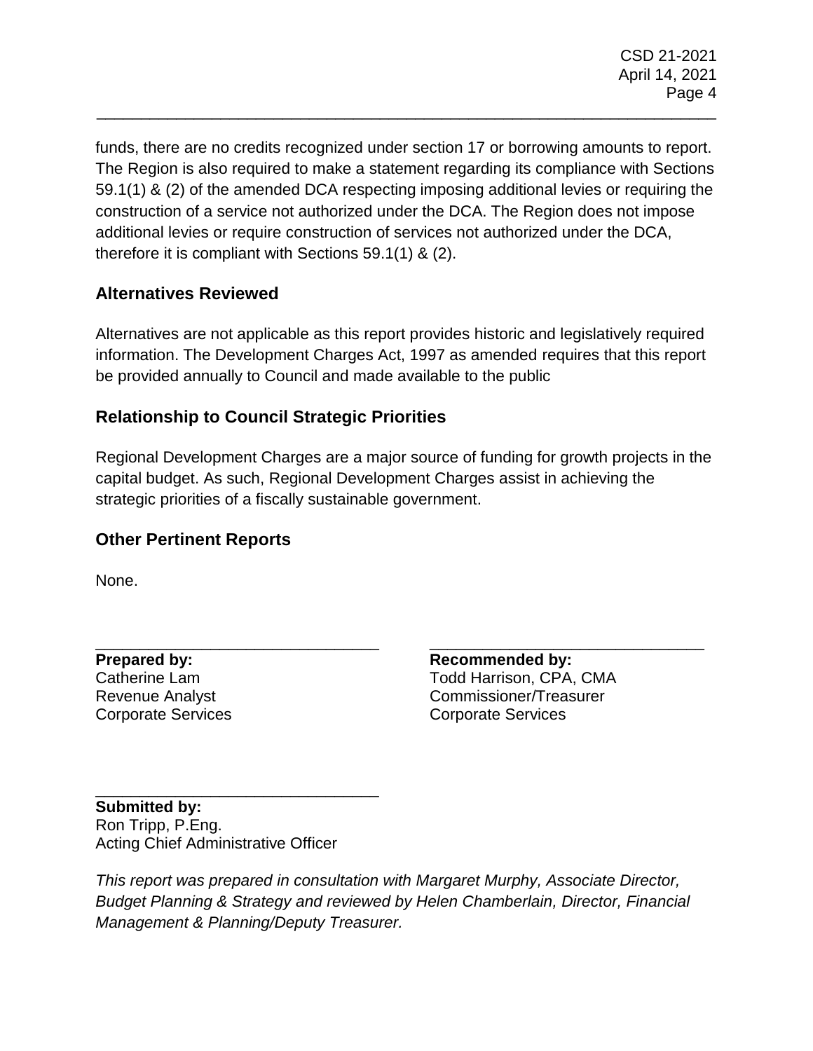funds, there are no credits recognized under section 17 or borrowing amounts to report. The Region is also required to make a statement regarding its compliance with Sections 59.1(1) & (2) of the amended DCA respecting imposing additional levies or requiring the construction of a service not authorized under the DCA. The Region does not impose additional levies or require construction of services not authorized under the DCA, therefore it is compliant with Sections 59.1(1) & (2).

## Alternatives Reviewed

Alternatives are not applicable as this report provides historic and legislatively required information. The Development Charges Act, 1997 as amended requires that this report be provided annually to Council and made available to the public

## Relationship to Council Strategic Priorities

Regional Development Charges are a major source of funding for growth projects in the capital budget. As such, Regional Development Charges assist in achieving the strategic priorities of a fiscally sustainable government.

## Other Pertinent Reports

None.

________________________________

**Prepared by:**
Catherine Lam
Revenue Analyst
Corporate Services

________________________________

**Recommended by:**
Todd Harrison, CPA, CMA
Commissioner/Treasurer
Corporate Services

________________________________

**Submitted by:**
Ron Tripp, P.Eng.
Acting Chief Administrative Officer

*This report was prepared in consultation with Margaret Murphy, Associate Director, Budget Planning & Strategy and reviewed by Helen Chamberlain, Director, Financial Management & Planning/Deputy Treasurer.*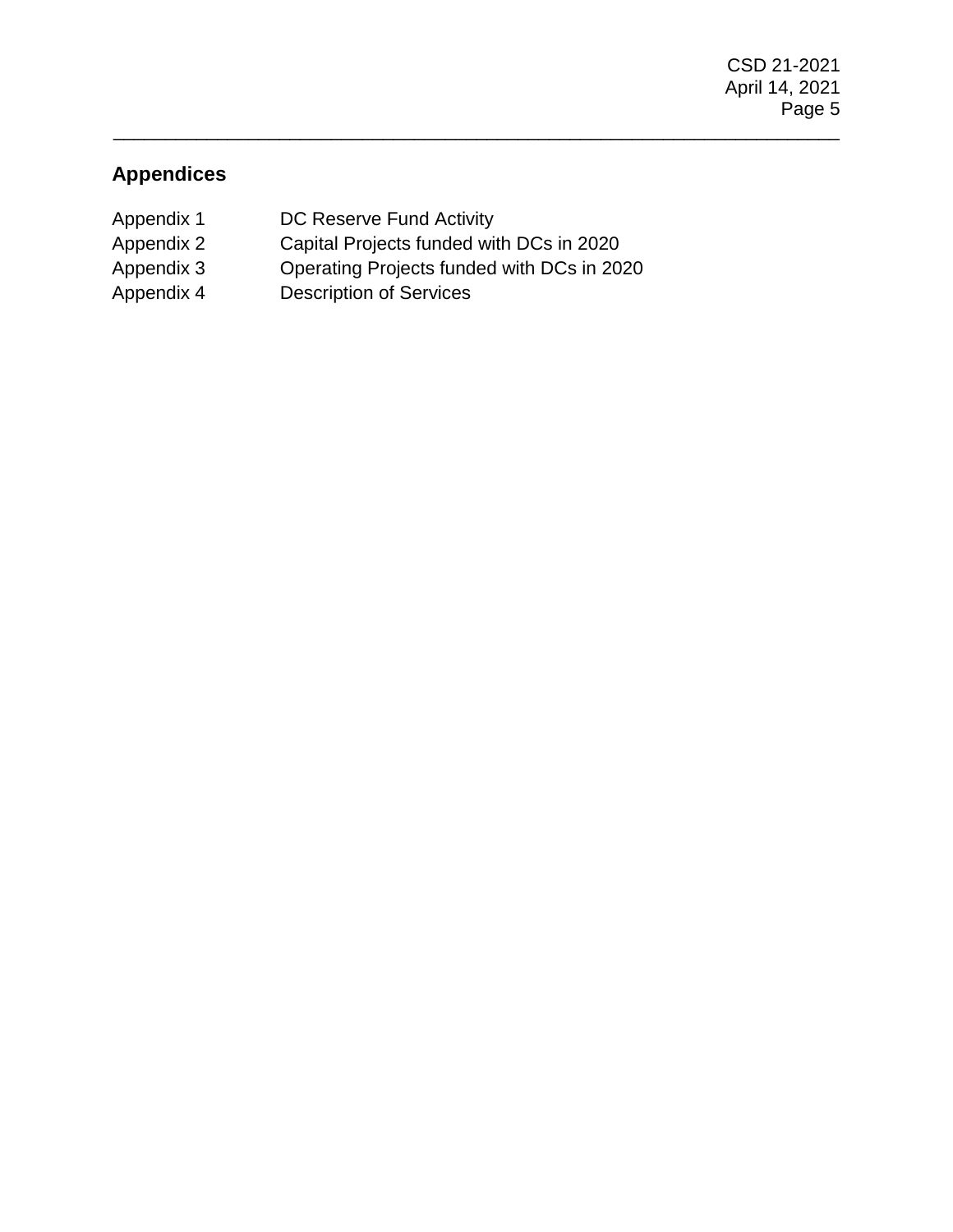## Appendices

| | |
|---|---|
| Appendix 1 | DC Reserve Fund Activity |
| Appendix 2 | Capital Projects funded with DCs in 2020 |
| Appendix 3 | Operating Projects funded with DCs in 2020 |
| Appendix 4 | Description of Services |